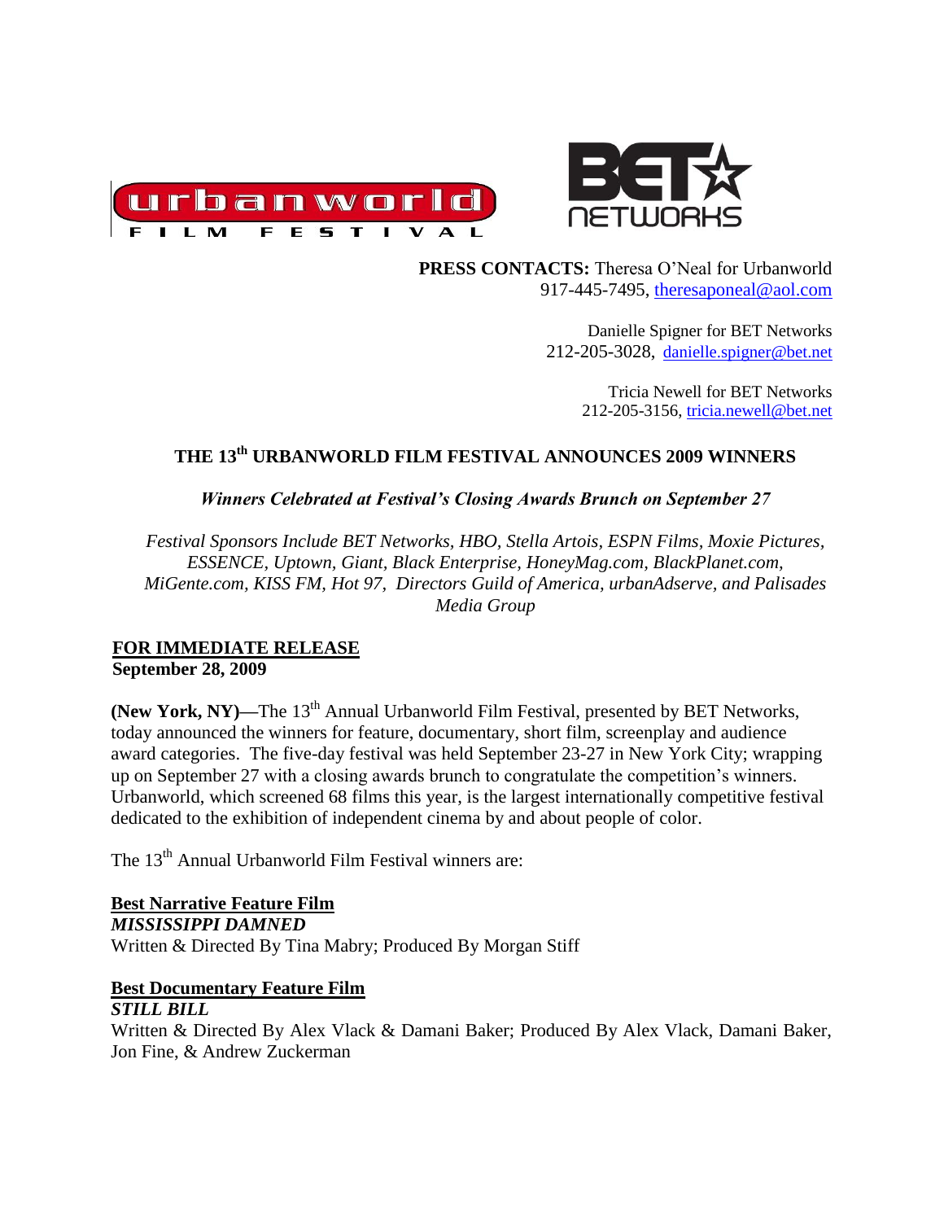**PRESS CONTACTS:** Theresa O'Neal for Urbanworld
917-445-7495, theresaponeal@aol.com

Danielle Spigner for BET Networks
212-205-3028, danielle.spigner@bet.net

Tricia Newell for BET Networks
212-205-3156, tricia.newell@bet.net

## THE 13th URBANWORLD FILM FESTIVAL ANNOUNCES 2009 WINNERS

***Winners Celebrated at Festival's Closing Awards Brunch on September 27***

*Festival Sponsors Include BET Networks, HBO, Stella Artois, ESPN Films, Moxie Pictures, ESSENCE, Uptown, Giant, Black Enterprise, HoneyMag.com, BlackPlanet.com, MiGente.com, KISS FM, Hot 97, Directors Guild of America, urbanAdserve, and Palisades Media Group*

**FOR IMMEDIATE RELEASE**
**September 28, 2009**

**(New York, NY)—**The 13th Annual Urbanworld Film Festival, presented by BET Networks, today announced the winners for feature, documentary, short film, screenplay and audience award categories. The five-day festival was held September 23-27 in New York City; wrapping up on September 27 with a closing awards brunch to congratulate the competition's winners. Urbanworld, which screened 68 films this year, is the largest internationally competitive festival dedicated to the exhibition of independent cinema by and about people of color.

The 13th Annual Urbanworld Film Festival winners are:

**Best Narrative Feature Film**
***MISSISSIPPI DAMNED***
Written & Directed By Tina Mabry; Produced By Morgan Stiff

**Best Documentary Feature Film**
***STILL BILL***
Written & Directed By Alex Vlack & Damani Baker; Produced By Alex Vlack, Damani Baker, Jon Fine, & Andrew Zuckerman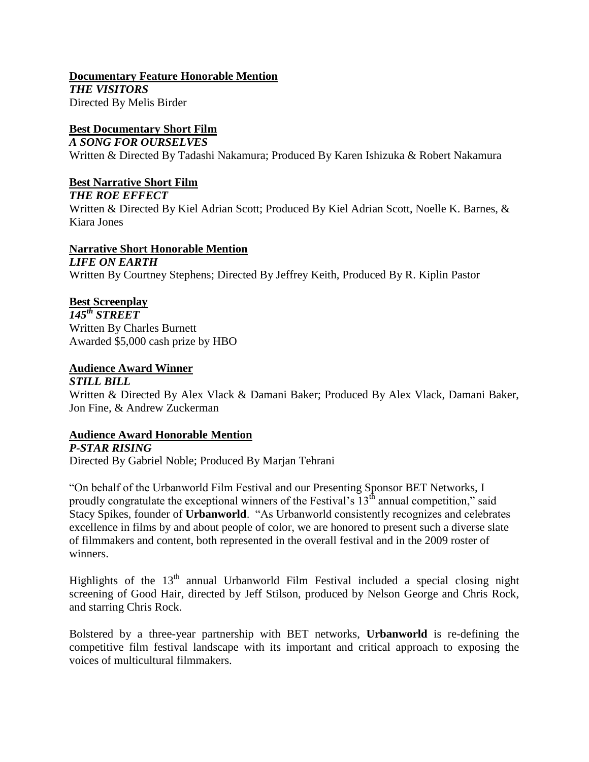**Documentary Feature Honorable Mention**
***THE VISITORS***
Directed By Melis Birder

**Best Documentary Short Film**
***A SONG FOR OURSELVES***
Written & Directed By Tadashi Nakamura; Produced By Karen Ishizuka & Robert Nakamura

**Best Narrative Short Film**
***THE ROE EFFECT***
Written & Directed By Kiel Adrian Scott; Produced By Kiel Adrian Scott, Noelle K. Barnes, & Kiara Jones

**Narrative Short Honorable Mention**
***LIFE ON EARTH***
Written By Courtney Stephens; Directed By Jeffrey Keith, Produced By R. Kiplin Pastor

**Best Screenplay**
***145th STREET***
Written By Charles Burnett
Awarded $5,000 cash prize by HBO

**Audience Award Winner**
***STILL BILL***
Written & Directed By Alex Vlack & Damani Baker; Produced By Alex Vlack, Damani Baker, Jon Fine, & Andrew Zuckerman

**Audience Award Honorable Mention**
***P-STAR RISING***
Directed By Gabriel Noble; Produced By Marjan Tehrani

"On behalf of the Urbanworld Film Festival and our Presenting Sponsor BET Networks, I proudly congratulate the exceptional winners of the Festival's 13th annual competition," said Stacy Spikes, founder of **Urbanworld**. "As Urbanworld consistently recognizes and celebrates excellence in films by and about people of color, we are honored to present such a diverse slate of filmmakers and content, both represented in the overall festival and in the 2009 roster of winners.

Highlights of the 13th annual Urbanworld Film Festival included a special closing night screening of Good Hair, directed by Jeff Stilson, produced by Nelson George and Chris Rock, and starring Chris Rock.

Bolstered by a three-year partnership with BET networks, **Urbanworld** is re-defining the competitive film festival landscape with its important and critical approach to exposing the voices of multicultural filmmakers.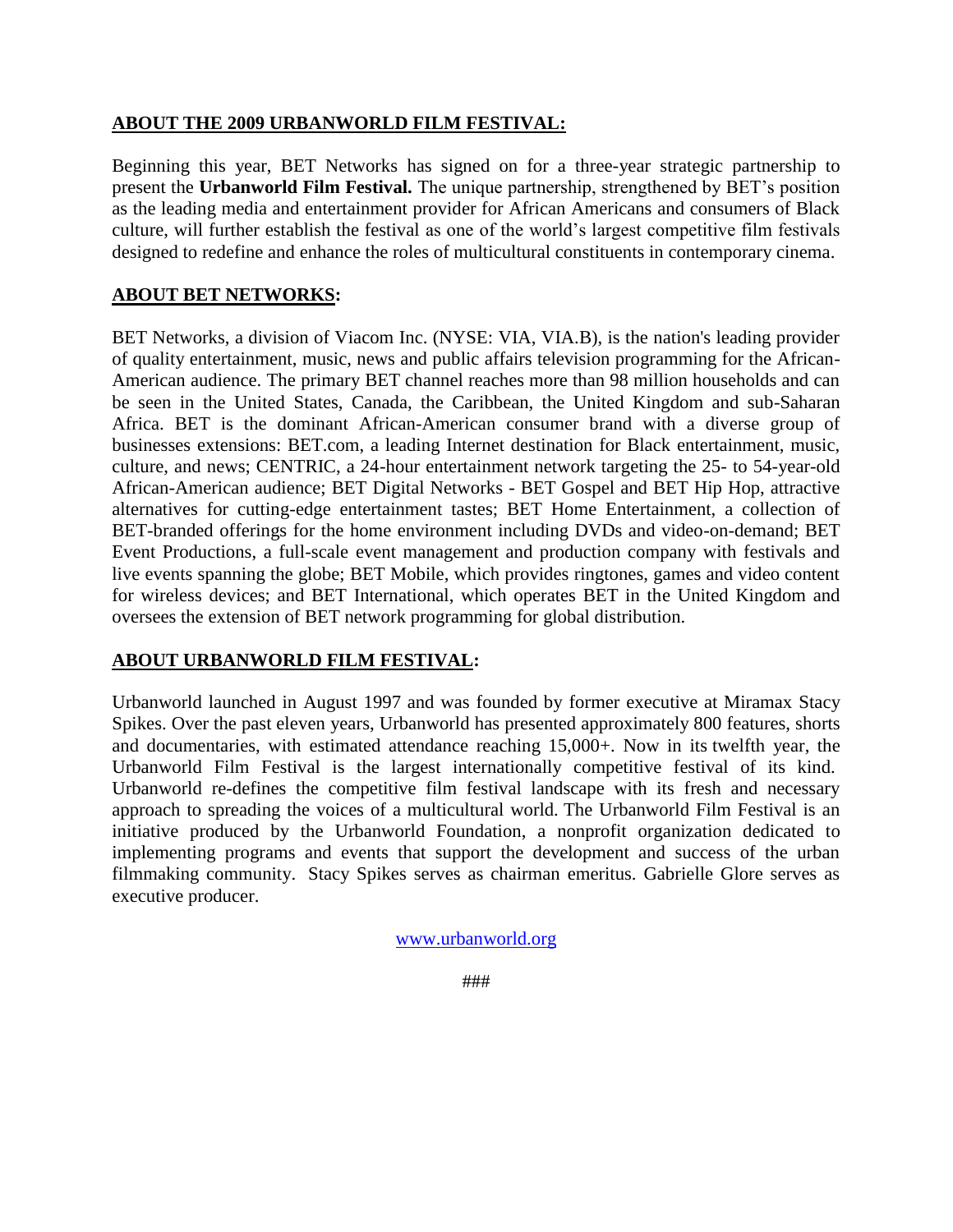**ABOUT THE 2009 URBANWORLD FILM FESTIVAL:**

Beginning this year, BET Networks has signed on for a three-year strategic partnership to present the **Urbanworld Film Festival.** The unique partnership, strengthened by BET's position as the leading media and entertainment provider for African Americans and consumers of Black culture, will further establish the festival as one of the world's largest competitive film festivals designed to redefine and enhance the roles of multicultural constituents in contemporary cinema.

**ABOUT BET NETWORKS:**

BET Networks, a division of Viacom Inc. (NYSE: VIA, VIA.B), is the nation's leading provider of quality entertainment, music, news and public affairs television programming for the African-American audience. The primary BET channel reaches more than 98 million households and can be seen in the United States, Canada, the Caribbean, the United Kingdom and sub-Saharan Africa. BET is the dominant African-American consumer brand with a diverse group of businesses extensions: BET.com, a leading Internet destination for Black entertainment, music, culture, and news; CENTRIC, a 24-hour entertainment network targeting the 25- to 54-year-old African-American audience; BET Digital Networks - BET Gospel and BET Hip Hop, attractive alternatives for cutting-edge entertainment tastes; BET Home Entertainment, a collection of BET-branded offerings for the home environment including DVDs and video-on-demand; BET Event Productions, a full-scale event management and production company with festivals and live events spanning the globe; BET Mobile, which provides ringtones, games and video content for wireless devices; and BET International, which operates BET in the United Kingdom and oversees the extension of BET network programming for global distribution.

**ABOUT URBANWORLD FILM FESTIVAL:**

Urbanworld launched in August 1997 and was founded by former executive at Miramax Stacy Spikes. Over the past eleven years, Urbanworld has presented approximately 800 features, shorts and documentaries, with estimated attendance reaching 15,000+. Now in its twelfth year, the Urbanworld Film Festival is the largest internationally competitive festival of its kind. Urbanworld re-defines the competitive film festival landscape with its fresh and necessary approach to spreading the voices of a multicultural world. The Urbanworld Film Festival is an initiative produced by the Urbanworld Foundation, a nonprofit organization dedicated to implementing programs and events that support the development and success of the urban filmmaking community. Stacy Spikes serves as chairman emeritus. Gabrielle Glore serves as executive producer.

www.urbanworld.org

###